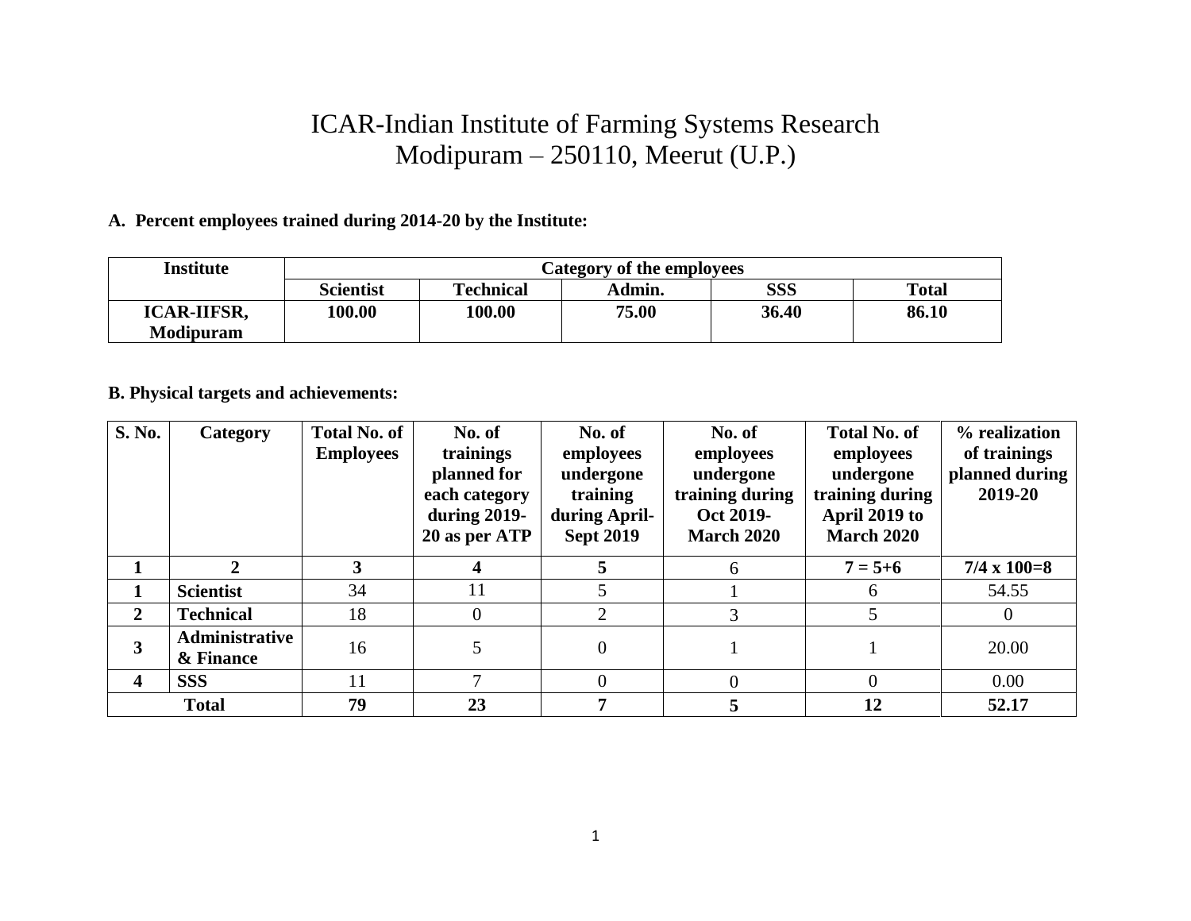# ICAR-Indian Institute of Farming Systems Research
## Modipuram – 250110, Meerut (U.P.)

**A. Percent employees trained during 2014-20 by the Institute:**

| Institute | Category of the employees | | | | |
|---|---|---|---|---|---|
| | **Scientist** | **Technical** | **Admin.** | **SSS** | **Total** |
| **ICAR-IIFSR, Modipuram** | **100.00** | **100.00** | **75.00** | **36.40** | **86.10** |

**B. Physical targets and achievements:**

| S. No. | Category | Total No. of Employees | No. of trainings planned for each category during 2019-20 as per ATP | No. of employees undergone training during April-Sept 2019 | No. of employees undergone training during Oct 2019-March 2020 | Total No. of employees undergone training during April 2019 to March 2020 | % realization of trainings planned during 2019-20 |
|---|---|---|---|---|---|---|---|
| **1** | **2** | **3** | **4** | **5** | 6 | **7 = 5+6** | **7/4 x 100=8** |
| **1** | **Scientist** | 34 | 11 | 5 | 1 | 6 | 54.55 |
| **2** | **Technical** | 18 | 0 | 2 | 3 | 5 | 0 |
| **3** | **Administrative & Finance** | 16 | 5 | 0 | 1 | 1 | 20.00 |
| **4** | **SSS** | 11 | 7 | 0 | 0 | 0 | 0.00 |
| **Total** | | **79** | **23** | **7** | **5** | **12** | **52.17** |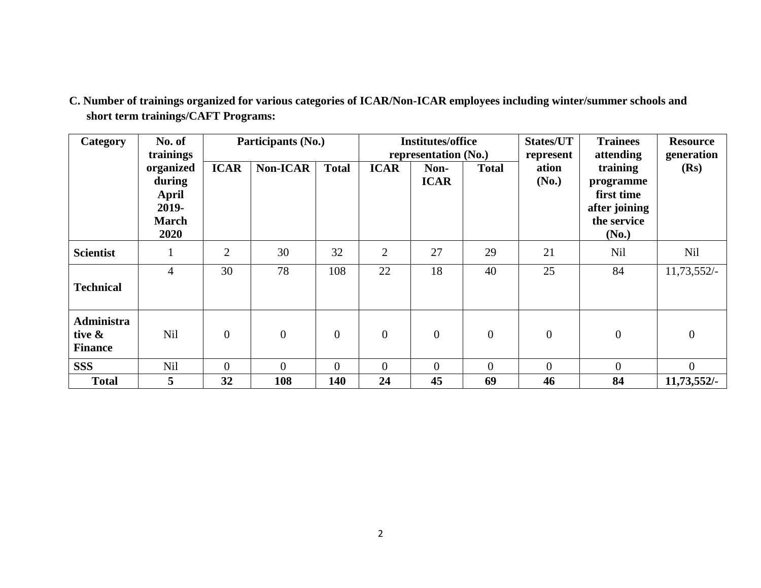**C. Number of trainings organized for various categories of ICAR/Non-ICAR employees including winter/summer schools and short term trainings/CAFT Programs:**

| Category | No. of trainings organized during April 2019-March 2020 | Participants (No.) | | | Institutes/office representation (No.) | | | States/UT representation (No.) | Trainees attending training programme first time after joining the service (No.) | Resource generation (Rs) |
|---|---|---|---|---|---|---|---|---|---|---|
| | | ICAR | Non-ICAR | Total | ICAR | Non-ICAR | Total | | | |
| **Scientist** | 1 | 2 | 30 | 32 | 2 | 27 | 29 | 21 | Nil | Nil |
| **Technical** | 4 | 30 | 78 | 108 | 22 | 18 | 40 | 25 | 84 | 11,73,552/- |
| **Administrative & Finance** | Nil | 0 | 0 | 0 | 0 | 0 | 0 | 0 | 0 | 0 |
| **SSS** | Nil | 0 | 0 | 0 | 0 | 0 | 0 | 0 | 0 | 0 |
| **Total** | **5** | **32** | **108** | **140** | **24** | **45** | **69** | **46** | **84** | **11,73,552/-** |